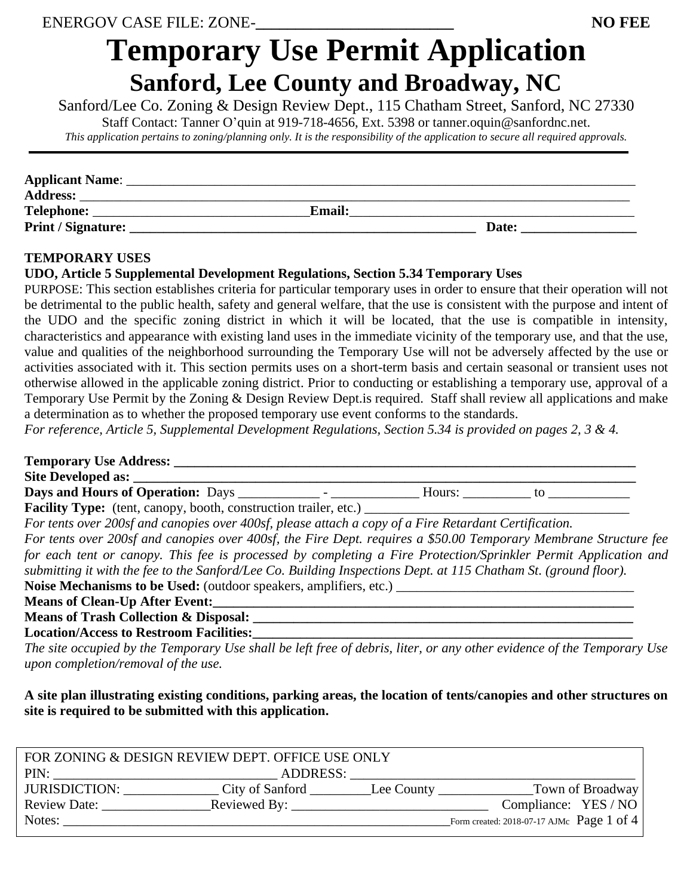ENERGOV CASE FILE: ZONE-\_\_\_\_\_\_\_\_\_\_\_\_\_\_\_\_\_\_\_\_\_\_\_\_ **NO FEE**

# Temporary Use Permit Application

## Sanford, Lee County and Broadway, NC

Sanford/Lee Co. Zoning & Design Review Dept., 115 Chatham Street, Sanford, NC 27330

Staff Contact: Tanner O'quin at 919-718-4656, Ext. 5398 or tanner.oquin@sanfordnc.net.

*This application pertains to zoning/planning only. It is the responsibility of the application to secure all required approvals.*

---

**Applicant Name**: \_\_\_\_\_\_\_\_\_\_\_\_\_\_\_\_\_\_\_\_\_\_\_\_\_\_\_\_\_\_\_\_\_\_\_\_\_\_\_\_\_\_\_\_\_\_\_\_\_\_\_\_\_\_\_\_\_\_\_\_\_\_\_\_\_\_\_\_\_\_

**Address:** \_\_\_\_\_\_\_\_\_\_\_\_\_\_\_\_\_\_\_\_\_\_\_\_\_\_\_\_\_\_\_\_\_\_\_\_\_\_\_\_\_\_\_\_\_\_\_\_\_\_\_\_\_\_\_\_\_\_\_\_\_\_\_\_\_\_\_\_\_\_\_\_\_\_

**Telephone:** \_\_\_\_\_\_\_\_\_\_\_\_\_\_\_\_\_\_\_\_\_\_\_\_\_\_\_\_\_\_\_**Email:**\_\_\_\_\_\_\_\_\_\_\_\_\_\_\_\_\_\_\_\_\_\_\_\_\_\_\_\_\_\_\_\_\_\_\_\_\_\_\_

**Print / Signature: \_\_\_\_\_\_\_\_\_\_\_\_\_\_\_\_\_\_\_\_\_\_\_\_\_\_\_\_\_\_\_\_\_\_\_\_\_\_\_\_\_\_\_\_\_\_\_\_\_\_\_ Date: \_\_\_\_\_\_\_\_\_\_\_\_\_\_\_\_\_**

**TEMPORARY USES**

**UDO, Article 5 Supplemental Development Regulations, Section 5.34 Temporary Uses**

PURPOSE: This section establishes criteria for particular temporary uses in order to ensure that their operation will not be detrimental to the public health, safety and general welfare, that the use is consistent with the purpose and intent of the UDO and the specific zoning district in which it will be located, that the use is compatible in intensity, characteristics and appearance with existing land uses in the immediate vicinity of the temporary use, and that the use, value and qualities of the neighborhood surrounding the Temporary Use will not be adversely affected by the use or activities associated with it. This section permits uses on a short-term basis and certain seasonal or transient uses not otherwise allowed in the applicable zoning district. Prior to conducting or establishing a temporary use, approval of a Temporary Use Permit by the Zoning & Design Review Dept.is required. Staff shall review all applications and make a determination as to whether the proposed temporary use event conforms to the standards.

*For reference, Article 5, Supplemental Development Regulations, Section 5.34 is provided on pages 2, 3 & 4.*

**Temporary Use Address: \_\_\_\_\_\_\_\_\_\_\_\_\_\_\_\_\_\_\_\_\_\_\_\_\_\_\_\_\_\_\_\_\_\_\_\_\_\_\_\_\_\_\_\_\_\_\_\_\_\_\_\_\_\_\_\_\_\_\_\_\_\_\_\_\_\_\_\_**

**Site Developed as: \_\_\_\_\_\_\_\_\_\_\_\_\_\_\_\_\_\_\_\_\_\_\_\_\_\_\_\_\_\_\_\_\_\_\_\_\_\_\_\_\_\_\_\_\_\_\_\_\_\_\_\_\_\_\_\_\_\_\_\_\_\_\_\_\_\_\_\_\_\_\_\_\_**

**Days and Hours of Operation:** Days \_\_\_\_\_\_\_\_\_\_\_\_ - \_\_\_\_\_\_\_\_\_\_\_\_\_ Hours: \_\_\_\_\_\_\_\_\_\_ to \_\_\_\_\_\_\_\_\_\_\_\_

**Facility Type:** (tent, canopy, booth, construction trailer, etc.) \_\_\_\_\_\_\_\_\_\_\_\_\_\_\_\_\_\_\_\_\_\_\_\_\_\_\_\_\_\_\_\_\_\_\_\_\_\_\_\_

*For tents over 200sf and canopies over 400sf, please attach a copy of a Fire Retardant Certification.*

*For tents over 200sf and canopies over 400sf, the Fire Dept. requires a $50.00 Temporary Membrane Structure fee for each tent or canopy. This fee is processed by completing a Fire Protection/Sprinkler Permit Application and submitting it with the fee to the Sanford/Lee Co. Building Inspections Dept. at 115 Chatham St. (ground floor).*

**Noise Mechanisms to be Used:** (outdoor speakers, amplifiers, etc.) \_\_\_\_\_\_\_\_\_\_\_\_\_\_\_\_\_\_\_\_\_\_\_\_\_\_\_\_\_\_\_\_\_\_\_

**Means of Clean-Up After Event:**\_\_\_\_\_\_\_\_\_\_\_\_\_\_\_\_\_\_\_\_\_\_\_\_\_\_\_\_\_\_\_\_\_\_\_\_\_\_\_\_\_\_\_\_\_\_\_\_\_\_\_\_\_\_\_\_\_\_\_\_\_\_

**Means of Trash Collection & Disposal:** \_\_\_\_\_\_\_\_\_\_\_\_\_\_\_\_\_\_\_\_\_\_\_\_\_\_\_\_\_\_\_\_\_\_\_\_\_\_\_\_\_\_\_\_\_\_\_\_\_\_\_\_\_\_\_\_

**Location/Access to Restroom Facilities:**\_\_\_\_\_\_\_\_\_\_\_\_\_\_\_\_\_\_\_\_\_\_\_\_\_\_\_\_\_\_\_\_\_\_\_\_\_\_\_\_\_\_\_\_\_\_\_\_\_\_\_\_\_\_\_

*The site occupied by the Temporary Use shall be left free of debris, liter, or any other evidence of the Temporary Use upon completion/removal of the use.*

**A site plan illustrating existing conditions, parking areas, the location of tents/canopies and other structures on site is required to be submitted with this application.**

---

FOR ZONING & DESIGN REVIEW DEPT. OFFICE USE ONLY

PIN: \_\_\_\_\_\_\_\_\_\_\_\_\_\_\_\_\_\_\_\_\_\_\_\_\_\_\_\_\_\_\_\_\_\_ ADDRESS: \_\_\_\_\_\_\_\_\_\_\_\_\_\_\_\_\_\_\_\_\_\_\_\_\_\_\_\_\_\_\_\_\_\_\_\_\_\_\_\_\_\_\_

JURISDICTION: \_\_\_\_\_\_\_\_\_\_\_\_\_\_ City of Sanford \_\_\_\_\_\_\_\_\_Lee County \_\_\_\_\_\_\_\_\_\_\_\_\_\_Town of Broadway

Review Date: \_\_\_\_\_\_\_\_\_\_\_\_\_\_\_\_Reviewed By: \_\_\_\_\_\_\_\_\_\_\_\_\_\_\_\_\_\_\_\_\_\_\_\_\_\_\_\_\_\_ Compliance: YES / NO

Notes: \_\_\_\_\_\_\_\_\_\_\_\_\_\_\_\_\_\_\_\_\_\_\_\_\_\_\_\_\_\_\_\_\_\_\_\_\_\_\_\_\_\_\_\_\_\_\_\_\_\_\_\_\_\_\_\_\_\_\_\_\_\_Form created: 2018-07-17 AJMc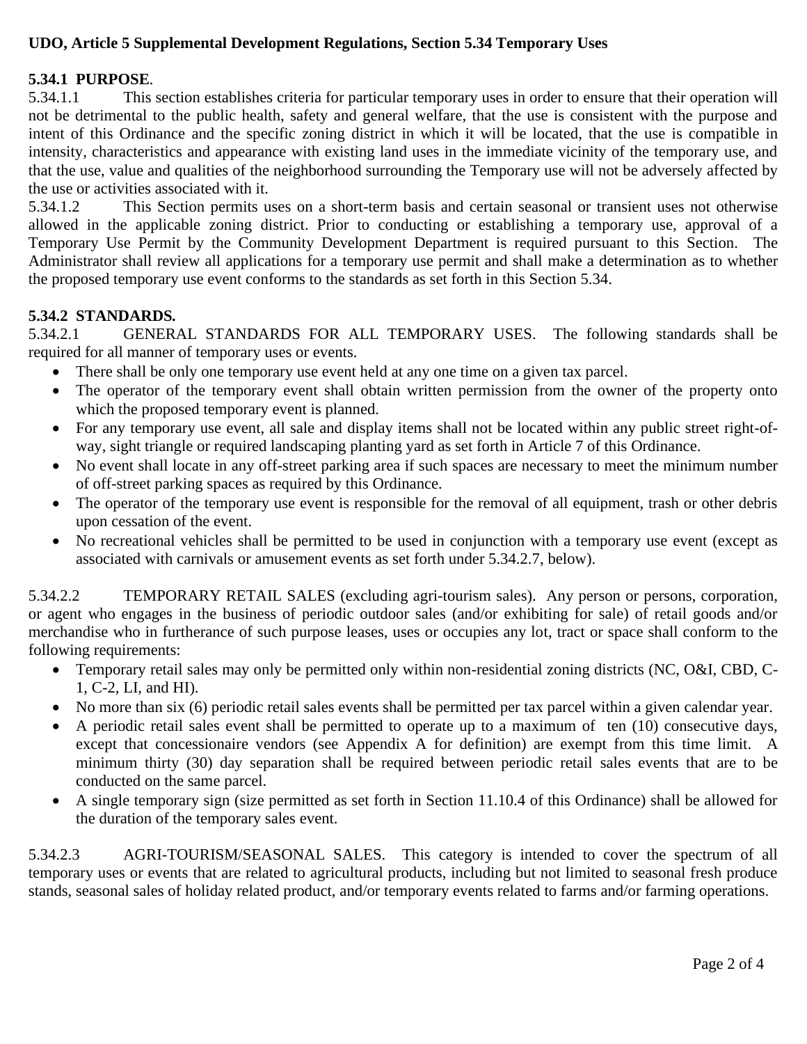**UDO, Article 5 Supplemental Development Regulations, Section 5.34 Temporary Uses**

**5.34.1 PURPOSE**.

5.34.1.1 This section establishes criteria for particular temporary uses in order to ensure that their operation will not be detrimental to the public health, safety and general welfare, that the use is consistent with the purpose and intent of this Ordinance and the specific zoning district in which it will be located, that the use is compatible in intensity, characteristics and appearance with existing land uses in the immediate vicinity of the temporary use, and that the use, value and qualities of the neighborhood surrounding the Temporary use will not be adversely affected by the use or activities associated with it.

5.34.1.2 This Section permits uses on a short-term basis and certain seasonal or transient uses not otherwise allowed in the applicable zoning district. Prior to conducting or establishing a temporary use, approval of a Temporary Use Permit by the Community Development Department is required pursuant to this Section. The Administrator shall review all applications for a temporary use permit and shall make a determination as to whether the proposed temporary use event conforms to the standards as set forth in this Section 5.34.

**5.34.2 STANDARDS.**

5.34.2.1 GENERAL STANDARDS FOR ALL TEMPORARY USES. The following standards shall be required for all manner of temporary uses or events.

- There shall be only one temporary use event held at any one time on a given tax parcel.
- The operator of the temporary event shall obtain written permission from the owner of the property onto which the proposed temporary event is planned.
- For any temporary use event, all sale and display items shall not be located within any public street right-of-way, sight triangle or required landscaping planting yard as set forth in Article 7 of this Ordinance.
- No event shall locate in any off-street parking area if such spaces are necessary to meet the minimum number of off-street parking spaces as required by this Ordinance.
- The operator of the temporary use event is responsible for the removal of all equipment, trash or other debris upon cessation of the event.
- No recreational vehicles shall be permitted to be used in conjunction with a temporary use event (except as associated with carnivals or amusement events as set forth under 5.34.2.7, below).

5.34.2.2 TEMPORARY RETAIL SALES (excluding agri-tourism sales). Any person or persons, corporation, or agent who engages in the business of periodic outdoor sales (and/or exhibiting for sale) of retail goods and/or merchandise who in furtherance of such purpose leases, uses or occupies any lot, tract or space shall conform to the following requirements:

- Temporary retail sales may only be permitted only within non-residential zoning districts (NC, O&I, CBD, C-1, C-2, LI, and HI).
- No more than six (6) periodic retail sales events shall be permitted per tax parcel within a given calendar year.
- A periodic retail sales event shall be permitted to operate up to a maximum of ten (10) consecutive days, except that concessionaire vendors (see Appendix A for definition) are exempt from this time limit. A minimum thirty (30) day separation shall be required between periodic retail sales events that are to be conducted on the same parcel.
- A single temporary sign (size permitted as set forth in Section 11.10.4 of this Ordinance) shall be allowed for the duration of the temporary sales event.

5.34.2.3 AGRI-TOURISM/SEASONAL SALES. This category is intended to cover the spectrum of all temporary uses or events that are related to agricultural products, including but not limited to seasonal fresh produce stands, seasonal sales of holiday related product, and/or temporary events related to farms and/or farming operations.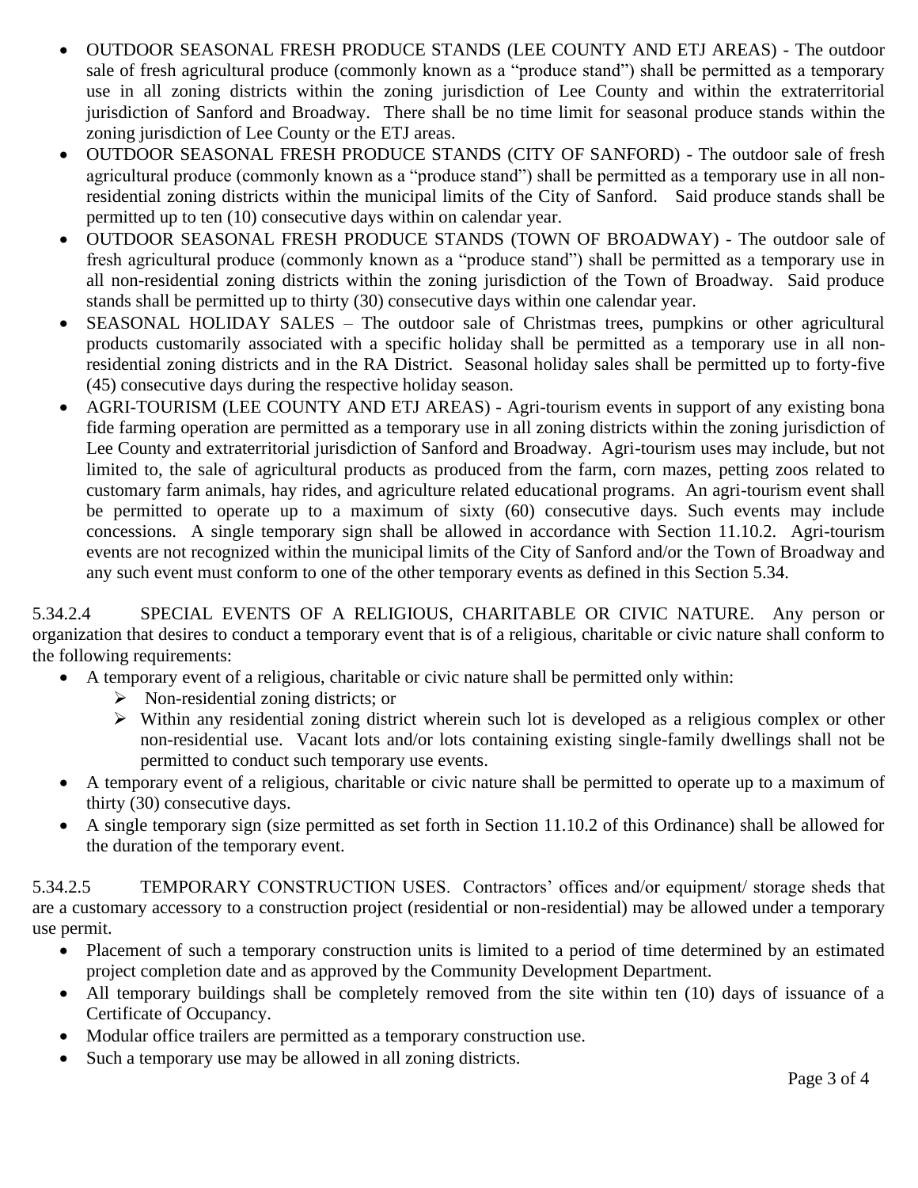- OUTDOOR SEASONAL FRESH PRODUCE STANDS (LEE COUNTY AND ETJ AREAS) - The outdoor sale of fresh agricultural produce (commonly known as a "produce stand") shall be permitted as a temporary use in all zoning districts within the zoning jurisdiction of Lee County and within the extraterritorial jurisdiction of Sanford and Broadway. There shall be no time limit for seasonal produce stands within the zoning jurisdiction of Lee County or the ETJ areas.
- OUTDOOR SEASONAL FRESH PRODUCE STANDS (CITY OF SANFORD) - The outdoor sale of fresh agricultural produce (commonly known as a "produce stand") shall be permitted as a temporary use in all non-residential zoning districts within the municipal limits of the City of Sanford. Said produce stands shall be permitted up to ten (10) consecutive days within on calendar year.
- OUTDOOR SEASONAL FRESH PRODUCE STANDS (TOWN OF BROADWAY) - The outdoor sale of fresh agricultural produce (commonly known as a "produce stand") shall be permitted as a temporary use in all non-residential zoning districts within the zoning jurisdiction of the Town of Broadway. Said produce stands shall be permitted up to thirty (30) consecutive days within one calendar year.
- SEASONAL HOLIDAY SALES – The outdoor sale of Christmas trees, pumpkins or other agricultural products customarily associated with a specific holiday shall be permitted as a temporary use in all non-residential zoning districts and in the RA District. Seasonal holiday sales shall be permitted up to forty-five (45) consecutive days during the respective holiday season.
- AGRI-TOURISM (LEE COUNTY AND ETJ AREAS) - Agri-tourism events in support of any existing bona fide farming operation are permitted as a temporary use in all zoning districts within the zoning jurisdiction of Lee County and extraterritorial jurisdiction of Sanford and Broadway. Agri-tourism uses may include, but not limited to, the sale of agricultural products as produced from the farm, corn mazes, petting zoos related to customary farm animals, hay rides, and agriculture related educational programs. An agri-tourism event shall be permitted to operate up to a maximum of sixty (60) consecutive days. Such events may include concessions. A single temporary sign shall be allowed in accordance with Section 11.10.2. Agri-tourism events are not recognized within the municipal limits of the City of Sanford and/or the Town of Broadway and any such event must conform to one of the other temporary events as defined in this Section 5.34.

5.34.2.4 SPECIAL EVENTS OF A RELIGIOUS, CHARITABLE OR CIVIC NATURE. Any person or organization that desires to conduct a temporary event that is of a religious, charitable or civic nature shall conform to the following requirements:

- A temporary event of a religious, charitable or civic nature shall be permitted only within:
  - Non-residential zoning districts; or
  - Within any residential zoning district wherein such lot is developed as a religious complex or other non-residential use. Vacant lots and/or lots containing existing single-family dwellings shall not be permitted to conduct such temporary use events.
- A temporary event of a religious, charitable or civic nature shall be permitted to operate up to a maximum of thirty (30) consecutive days.
- A single temporary sign (size permitted as set forth in Section 11.10.2 of this Ordinance) shall be allowed for the duration of the temporary event.

5.34.2.5 TEMPORARY CONSTRUCTION USES. Contractors' offices and/or equipment/ storage sheds that are a customary accessory to a construction project (residential or non-residential) may be allowed under a temporary use permit.

- Placement of such a temporary construction units is limited to a period of time determined by an estimated project completion date and as approved by the Community Development Department.
- All temporary buildings shall be completely removed from the site within ten (10) days of issuance of a Certificate of Occupancy.
- Modular office trailers are permitted as a temporary construction use.
- Such a temporary use may be allowed in all zoning districts.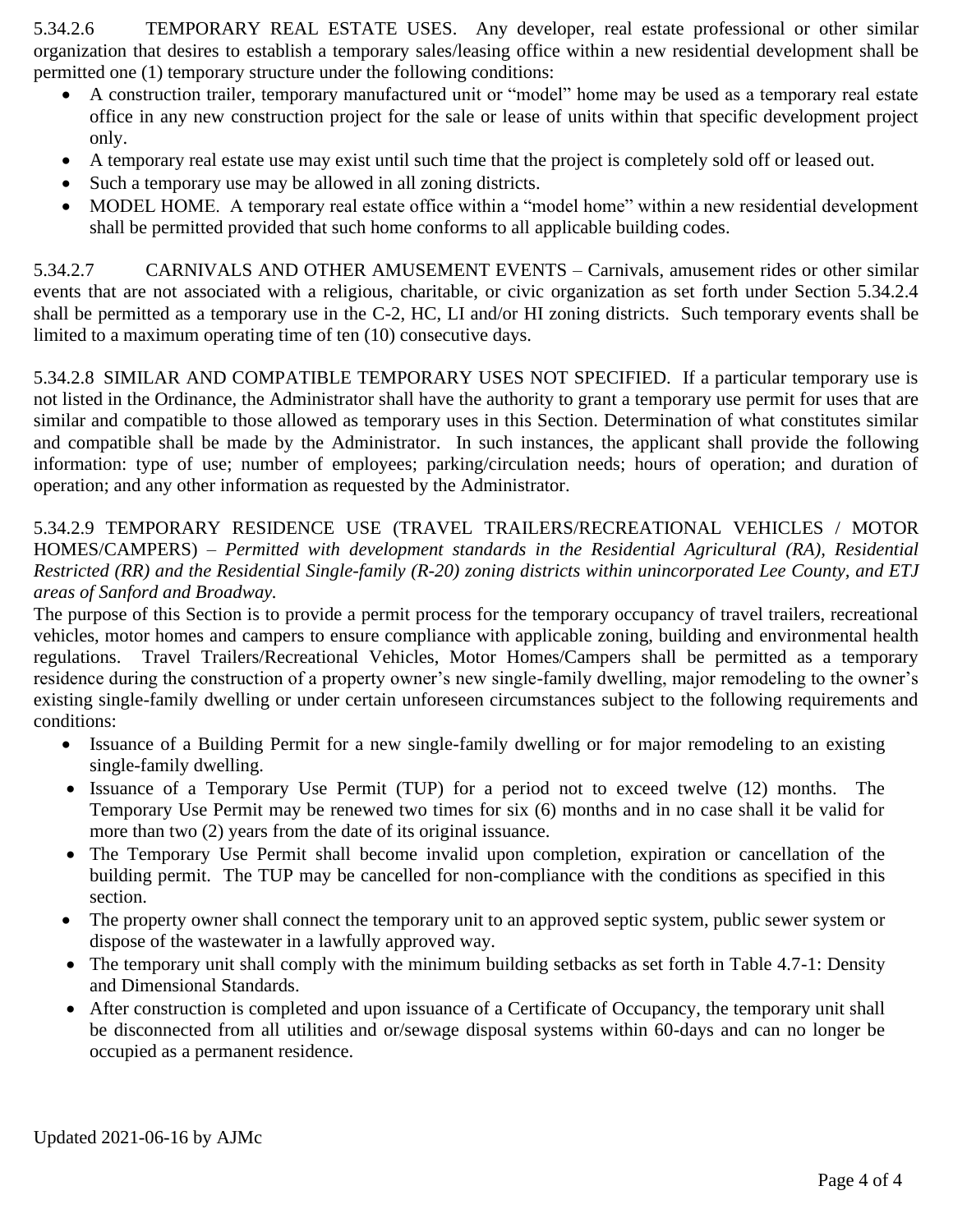5.34.2.6 TEMPORARY REAL ESTATE USES. Any developer, real estate professional or other similar organization that desires to establish a temporary sales/leasing office within a new residential development shall be permitted one (1) temporary structure under the following conditions:

- A construction trailer, temporary manufactured unit or "model" home may be used as a temporary real estate office in any new construction project for the sale or lease of units within that specific development project only.
- A temporary real estate use may exist until such time that the project is completely sold off or leased out.
- Such a temporary use may be allowed in all zoning districts.
- MODEL HOME. A temporary real estate office within a "model home" within a new residential development shall be permitted provided that such home conforms to all applicable building codes.

5.34.2.7 CARNIVALS AND OTHER AMUSEMENT EVENTS – Carnivals, amusement rides or other similar events that are not associated with a religious, charitable, or civic organization as set forth under Section 5.34.2.4 shall be permitted as a temporary use in the C-2, HC, LI and/or HI zoning districts. Such temporary events shall be limited to a maximum operating time of ten (10) consecutive days.

5.34.2.8 SIMILAR AND COMPATIBLE TEMPORARY USES NOT SPECIFIED. If a particular temporary use is not listed in the Ordinance, the Administrator shall have the authority to grant a temporary use permit for uses that are similar and compatible to those allowed as temporary uses in this Section. Determination of what constitutes similar and compatible shall be made by the Administrator. In such instances, the applicant shall provide the following information: type of use; number of employees; parking/circulation needs; hours of operation; and duration of operation; and any other information as requested by the Administrator.

5.34.2.9 TEMPORARY RESIDENCE USE (TRAVEL TRAILERS/RECREATIONAL VEHICLES / MOTOR HOMES/CAMPERS) – *Permitted with development standards in the Residential Agricultural (RA), Residential Restricted (RR) and the Residential Single-family (R-20) zoning districts within unincorporated Lee County, and ETJ areas of Sanford and Broadway.*

The purpose of this Section is to provide a permit process for the temporary occupancy of travel trailers, recreational vehicles, motor homes and campers to ensure compliance with applicable zoning, building and environmental health regulations. Travel Trailers/Recreational Vehicles, Motor Homes/Campers shall be permitted as a temporary residence during the construction of a property owner's new single-family dwelling, major remodeling to the owner's existing single-family dwelling or under certain unforeseen circumstances subject to the following requirements and conditions:

- Issuance of a Building Permit for a new single-family dwelling or for major remodeling to an existing single-family dwelling.
- Issuance of a Temporary Use Permit (TUP) for a period not to exceed twelve (12) months. The Temporary Use Permit may be renewed two times for six (6) months and in no case shall it be valid for more than two (2) years from the date of its original issuance.
- The Temporary Use Permit shall become invalid upon completion, expiration or cancellation of the building permit. The TUP may be cancelled for non-compliance with the conditions as specified in this section.
- The property owner shall connect the temporary unit to an approved septic system, public sewer system or dispose of the wastewater in a lawfully approved way.
- The temporary unit shall comply with the minimum building setbacks as set forth in Table 4.7-1: Density and Dimensional Standards.
- After construction is completed and upon issuance of a Certificate of Occupancy, the temporary unit shall be disconnected from all utilities and or/sewage disposal systems within 60-days and can no longer be occupied as a permanent residence.

Updated 2021-06-16 by AJMc